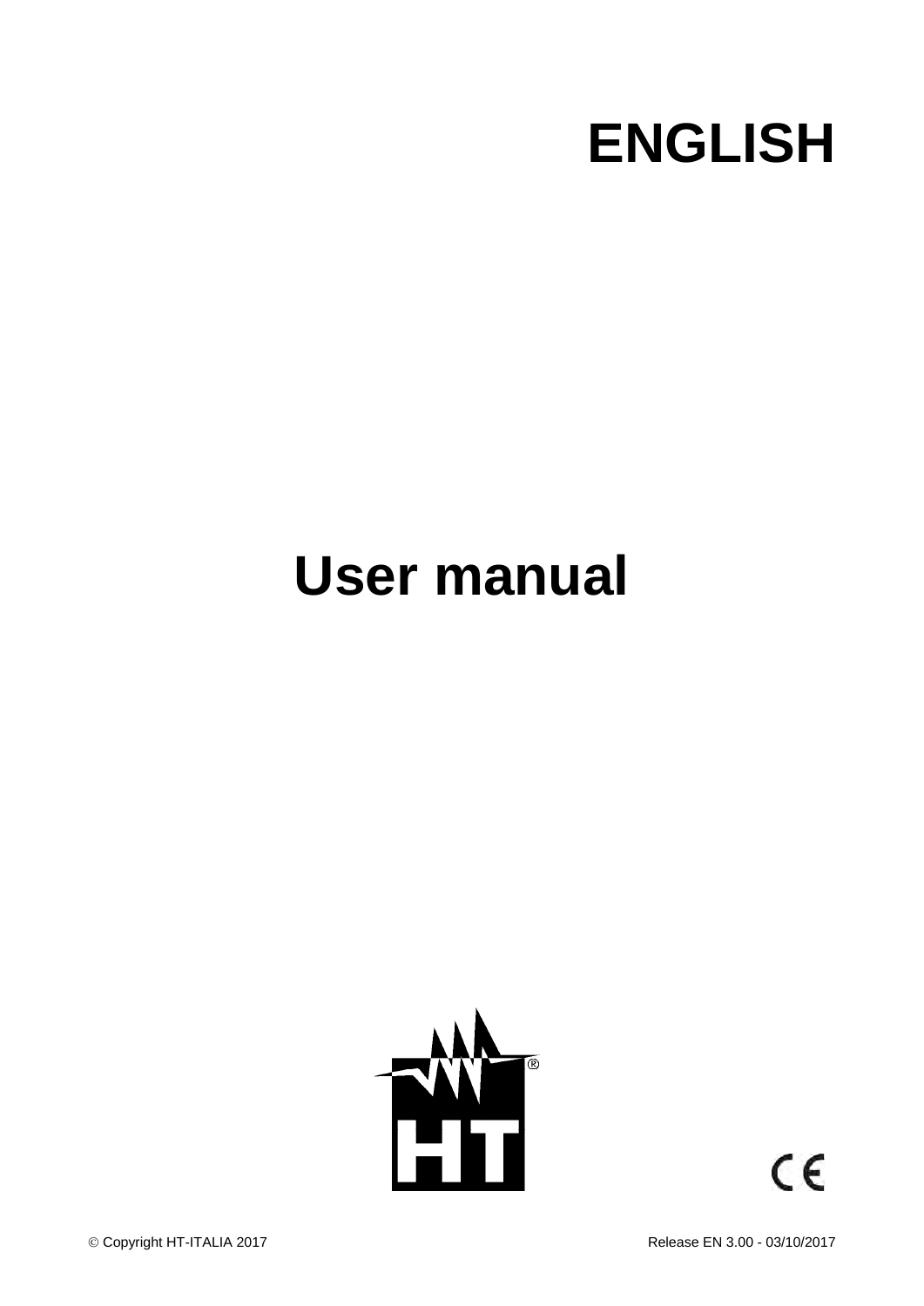# ENGLISH

# User manual

© Copyright HT-ITALIA 2017

Release EN 3.00 - 03/10/2017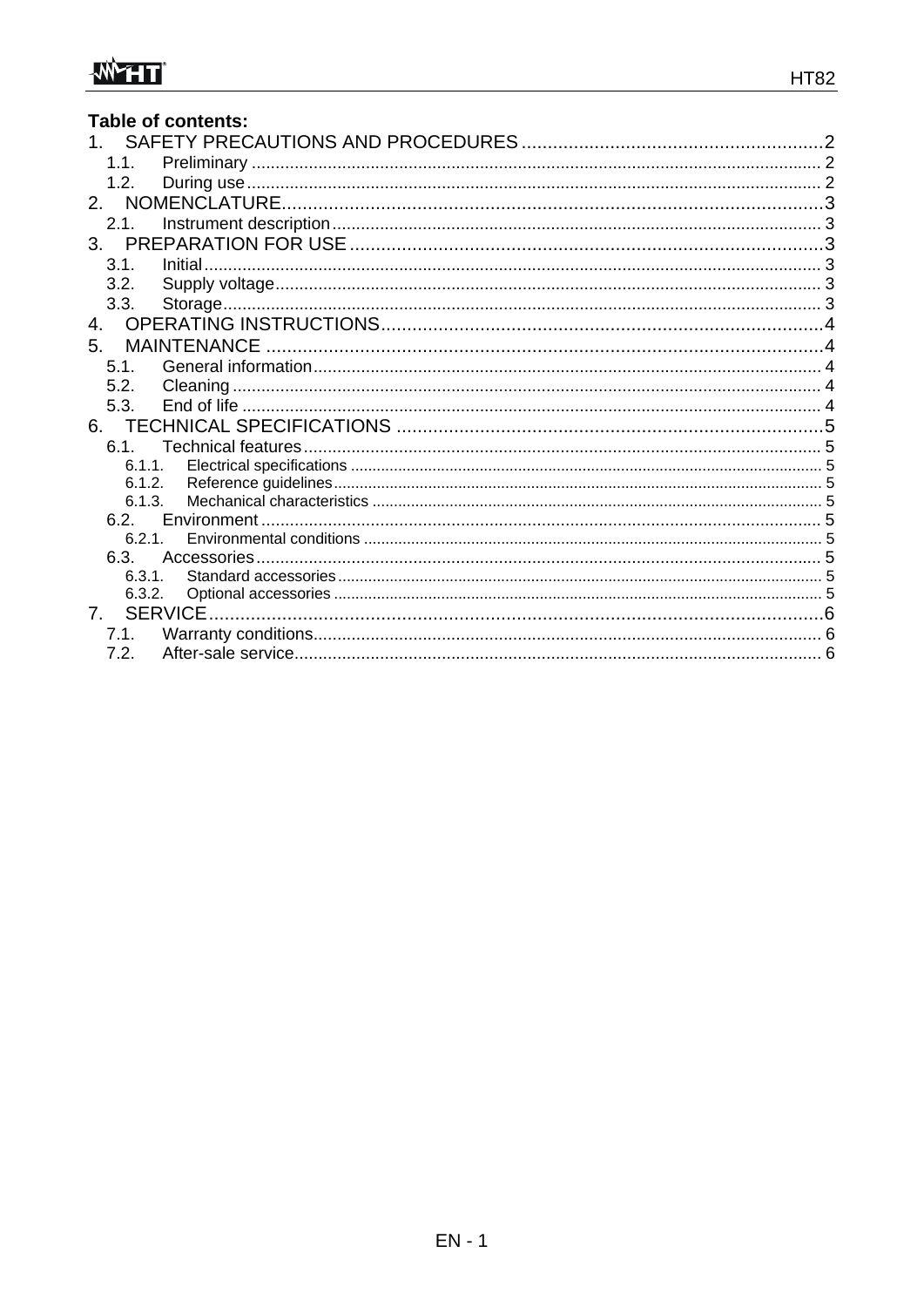**Table of contents:**

1. SAFETY PRECAUTIONS AND PROCEDURES ........................................................ 2
   - 1.1. Preliminary ........................................................ 2
   - 1.2. During use ........................................................ 2
2. NOMENCLATURE ........................................................ 3
   - 2.1. Instrument description ........................................................ 3
3. PREPARATION FOR USE ........................................................ 3
   - 3.1. Initial ........................................................ 3
   - 3.2. Supply voltage ........................................................ 3
   - 3.3. Storage ........................................................ 3
4. OPERATING INSTRUCTIONS ........................................................ 4
5. MAINTENANCE ........................................................ 4
   - 5.1. General information ........................................................ 4
   - 5.2. Cleaning ........................................................ 4
   - 5.3. End of life ........................................................ 4
6. TECHNICAL SPECIFICATIONS ........................................................ 5
   - 6.1. Technical features ........................................................ 5
     - 6.1.1. Electrical specifications ........................................................ 5
     - 6.1.2. Reference guidelines ........................................................ 5
     - 6.1.3. Mechanical characteristics ........................................................ 5
   - 6.2. Environment ........................................................ 5
     - 6.2.1. Environmental conditions ........................................................ 5
   - 6.3. Accessories ........................................................ 5
     - 6.3.1. Standard accessories ........................................................ 5
     - 6.3.2. Optional accessories ........................................................ 5
7. SERVICE ........................................................ 6
   - 7.1. Warranty conditions ........................................................ 6
   - 7.2. After-sale service ........................................................ 6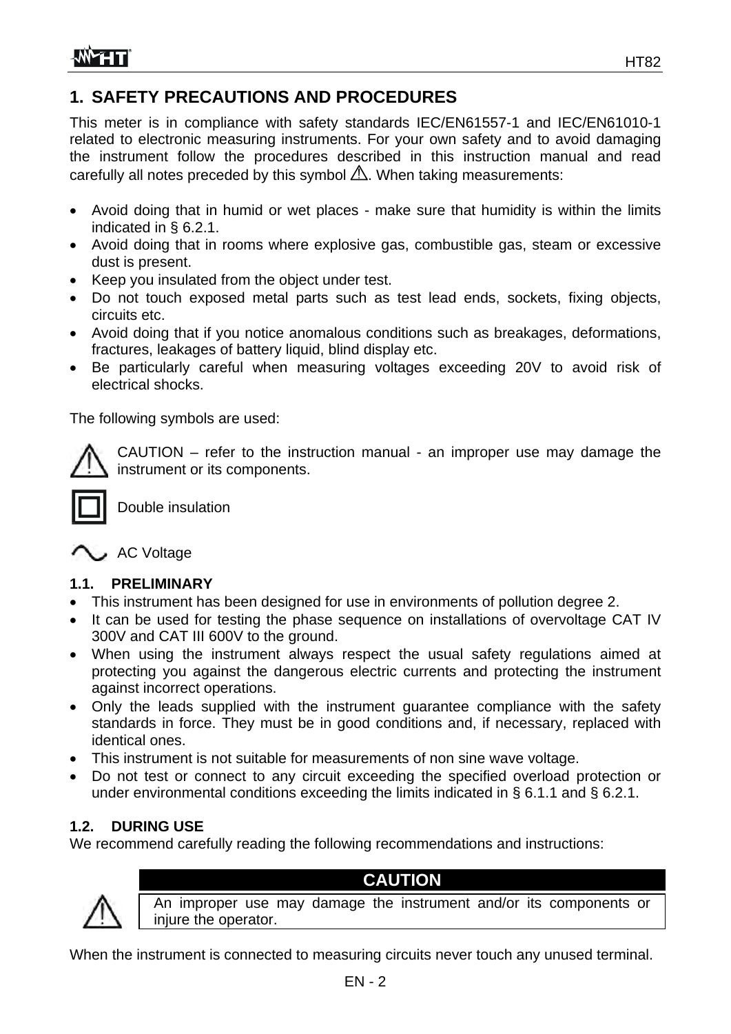# 1. SAFETY PRECAUTIONS AND PROCEDURES

This meter is in compliance with safety standards IEC/EN61557-1 and IEC/EN61010-1 related to electronic measuring instruments. For your own safety and to avoid damaging the instrument follow the procedures described in this instruction manual and read carefully all notes preceded by this symbol ⚠. When taking measurements:

- Avoid doing that in humid or wet places - make sure that humidity is within the limits indicated in § 6.2.1.
- Avoid doing that in rooms where explosive gas, combustible gas, steam or excessive dust is present.
- Keep you insulated from the object under test.
- Do not touch exposed metal parts such as test lead ends, sockets, fixing objects, circuits etc.
- Avoid doing that if you notice anomalous conditions such as breakages, deformations, fractures, leakages of battery liquid, blind display etc.
- Be particularly careful when measuring voltages exceeding 20V to avoid risk of electrical shocks.

The following symbols are used:

⚠ CAUTION – refer to the instruction manual - an improper use may damage the instrument or its components.

⧈ Double insulation

∿ AC Voltage

## 1.1. PRELIMINARY

- This instrument has been designed for use in environments of pollution degree 2.
- It can be used for testing the phase sequence on installations of overvoltage CAT IV 300V and CAT III 600V to the ground.
- When using the instrument always respect the usual safety regulations aimed at protecting you against the dangerous electric currents and protecting the instrument against incorrect operations.
- Only the leads supplied with the instrument guarantee compliance with the safety standards in force. They must be in good conditions and, if necessary, replaced with identical ones.
- This instrument is not suitable for measurements of non sine wave voltage.
- Do not test or connect to any circuit exceeding the specified overload protection or under environmental conditions exceeding the limits indicated in § 6.1.1 and § 6.2.1.

## 1.2. DURING USE

We recommend carefully reading the following recommendations and instructions:

⚠ **CAUTION**

An improper use may damage the instrument and/or its components or injure the operator.

When the instrument is connected to measuring circuits never touch any unused terminal.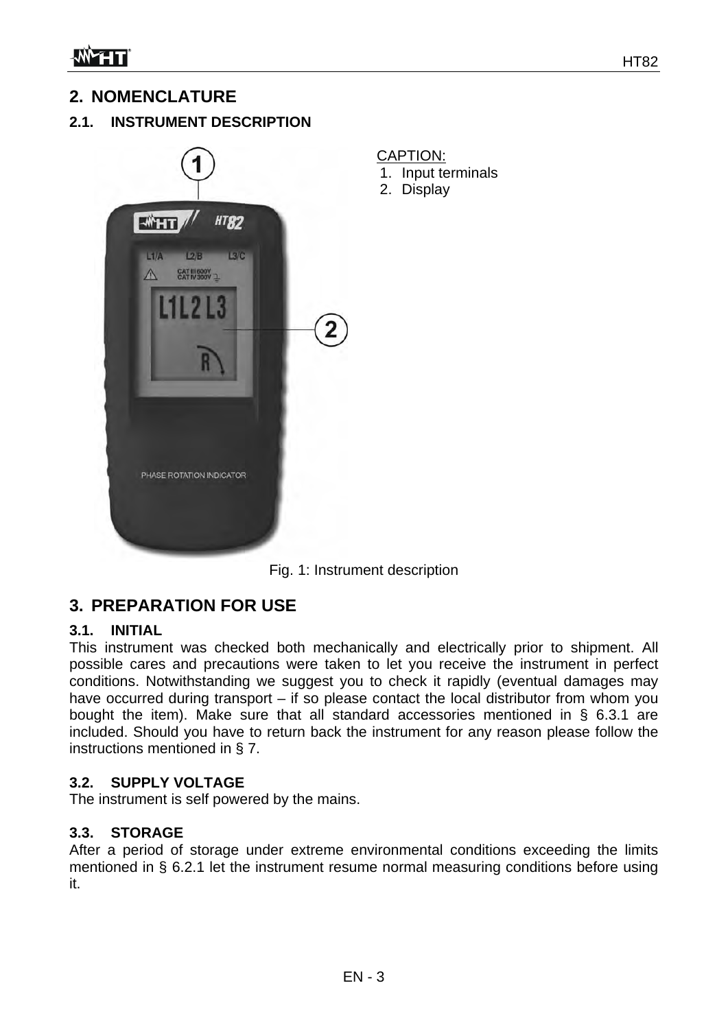## 2. NOMENCLATURE

### 2.1. INSTRUMENT DESCRIPTION

CAPTION:
1. Input terminals
2. Display

Fig. 1: Instrument description

## 3. PREPARATION FOR USE

### 3.1. INITIAL

This instrument was checked both mechanically and electrically prior to shipment. All possible cares and precautions were taken to let you receive the instrument in perfect conditions. Notwithstanding we suggest you to check it rapidly (eventual damages may have occurred during transport – if so please contact the local distributor from whom you bought the item). Make sure that all standard accessories mentioned in § 6.3.1 are included. Should you have to return back the instrument for any reason please follow the instructions mentioned in § 7.

### 3.2. SUPPLY VOLTAGE

The instrument is self powered by the mains.

### 3.3. STORAGE

After a period of storage under extreme environmental conditions exceeding the limits mentioned in § 6.2.1 let the instrument resume normal measuring conditions before using it.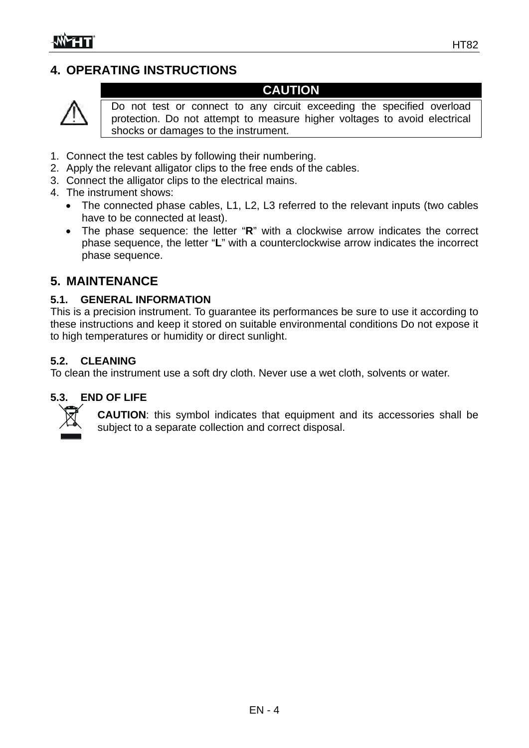## 4. OPERATING INSTRUCTIONS

**CAUTION**

Do not test or connect to any circuit exceeding the specified overload protection. Do not attempt to measure higher voltages to avoid electrical shocks or damages to the instrument.

1. Connect the test cables by following their numbering.
2. Apply the relevant alligator clips to the free ends of the cables.
3. Connect the alligator clips to the electrical mains.
4. The instrument shows:
   - The connected phase cables, L1, L2, L3 referred to the relevant inputs (two cables have to be connected at least).
   - The phase sequence: the letter "**R**" with a clockwise arrow indicates the correct phase sequence, the letter "**L**" with a counterclockwise arrow indicates the incorrect phase sequence.

## 5. MAINTENANCE

### 5.1. GENERAL INFORMATION

This is a precision instrument. To guarantee its performances be sure to use it according to these instructions and keep it stored on suitable environmental conditions Do not expose it to high temperatures or humidity or direct sunlight.

### 5.2. CLEANING

To clean the instrument use a soft dry cloth. Never use a wet cloth, solvents or water.

### 5.3. END OF LIFE

**CAUTION**: this symbol indicates that equipment and its accessories shall be subject to a separate collection and correct disposal.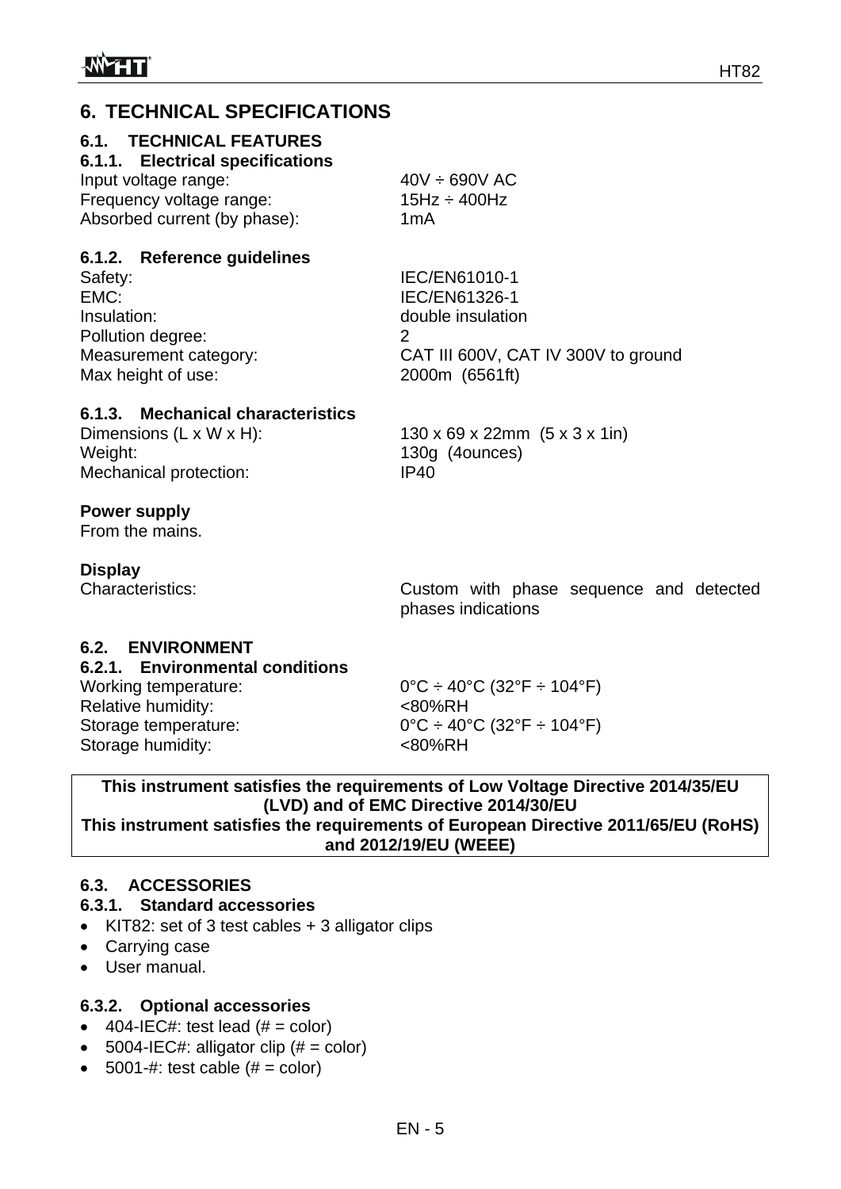# 6. TECHNICAL SPECIFICATIONS

## 6.1. TECHNICAL FEATURES

### 6.1.1. Electrical specifications

| | |
|---|---|
| Input voltage range: | 40V ÷ 690V AC |
| Frequency voltage range: | 15Hz ÷ 400Hz |
| Absorbed current (by phase): | 1mA |

### 6.1.2. Reference guidelines

| | |
|---|---|
| Safety: | IEC/EN61010-1 |
| EMC: | IEC/EN61326-1 |
| Insulation: | double insulation |
| Pollution degree: | 2 |
| Measurement category: | CAT III 600V, CAT IV 300V to ground |
| Max height of use: | 2000m (6561ft) |

### 6.1.3. Mechanical characteristics

| | |
|---|---|
| Dimensions (L x W x H): | 130 x 69 x 22mm (5 x 3 x 1in) |
| Weight: | 130g (4ounces) |
| Mechanical protection: | IP40 |

**Power supply**

From the mains.

**Display**

| | |
|---|---|
| Characteristics: | Custom with phase sequence and detected phases indications |

## 6.2. ENVIRONMENT

### 6.2.1. Environmental conditions

| | |
|---|---|
| Working temperature: | 0°C ÷ 40°C (32°F ÷ 104°F) |
| Relative humidity: | <80%RH |
| Storage temperature: | 0°C ÷ 40°C (32°F ÷ 104°F) |
| Storage humidity: | <80%RH |

**This instrument satisfies the requirements of Low Voltage Directive 2014/35/EU (LVD) and of EMC Directive 2014/30/EU**
**This instrument satisfies the requirements of European Directive 2011/65/EU (RoHS) and 2012/19/EU (WEEE)**

## 6.3. ACCESSORIES

### 6.3.1. Standard accessories

- KIT82: set of 3 test cables + 3 alligator clips
- Carrying case
- User manual.

### 6.3.2. Optional accessories

- 404-IEC#: test lead (# = color)
- 5004-IEC#: alligator clip (# = color)
- 5001-#: test cable (# = color)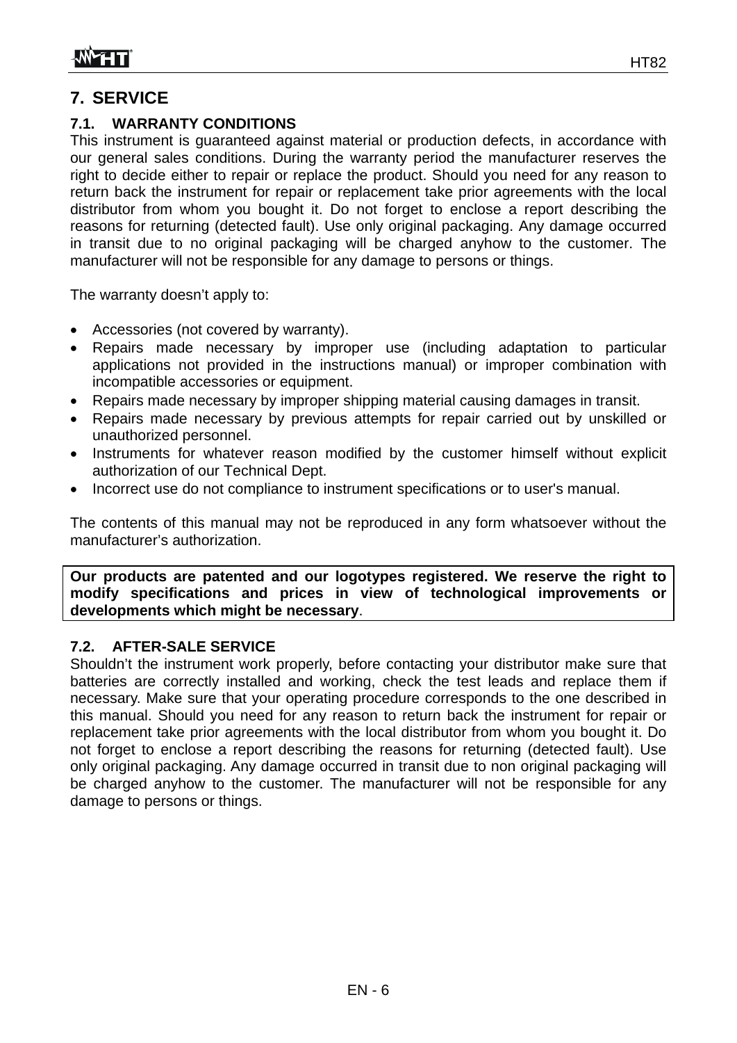# 7. SERVICE

## 7.1. WARRANTY CONDITIONS

This instrument is guaranteed against material or production defects, in accordance with our general sales conditions. During the warranty period the manufacturer reserves the right to decide either to repair or replace the product. Should you need for any reason to return back the instrument for repair or replacement take prior agreements with the local distributor from whom you bought it. Do not forget to enclose a report describing the reasons for returning (detected fault). Use only original packaging. Any damage occurred in transit due to no original packaging will be charged anyhow to the customer. The manufacturer will not be responsible for any damage to persons or things.

The warranty doesn't apply to:

- Accessories (not covered by warranty).
- Repairs made necessary by improper use (including adaptation to particular applications not provided in the instructions manual) or improper combination with incompatible accessories or equipment.
- Repairs made necessary by improper shipping material causing damages in transit.
- Repairs made necessary by previous attempts for repair carried out by unskilled or unauthorized personnel.
- Instruments for whatever reason modified by the customer himself without explicit authorization of our Technical Dept.
- Incorrect use do not compliance to instrument specifications or to user's manual.

The contents of this manual may not be reproduced in any form whatsoever without the manufacturer's authorization.

**Our products are patented and our logotypes registered. We reserve the right to modify specifications and prices in view of technological improvements or developments which might be necessary**.

## 7.2. AFTER-SALE SERVICE

Shouldn't the instrument work properly, before contacting your distributor make sure that batteries are correctly installed and working, check the test leads and replace them if necessary. Make sure that your operating procedure corresponds to the one described in this manual. Should you need for any reason to return back the instrument for repair or replacement take prior agreements with the local distributor from whom you bought it. Do not forget to enclose a report describing the reasons for returning (detected fault). Use only original packaging. Any damage occurred in transit due to non original packaging will be charged anyhow to the customer. The manufacturer will not be responsible for any damage to persons or things.